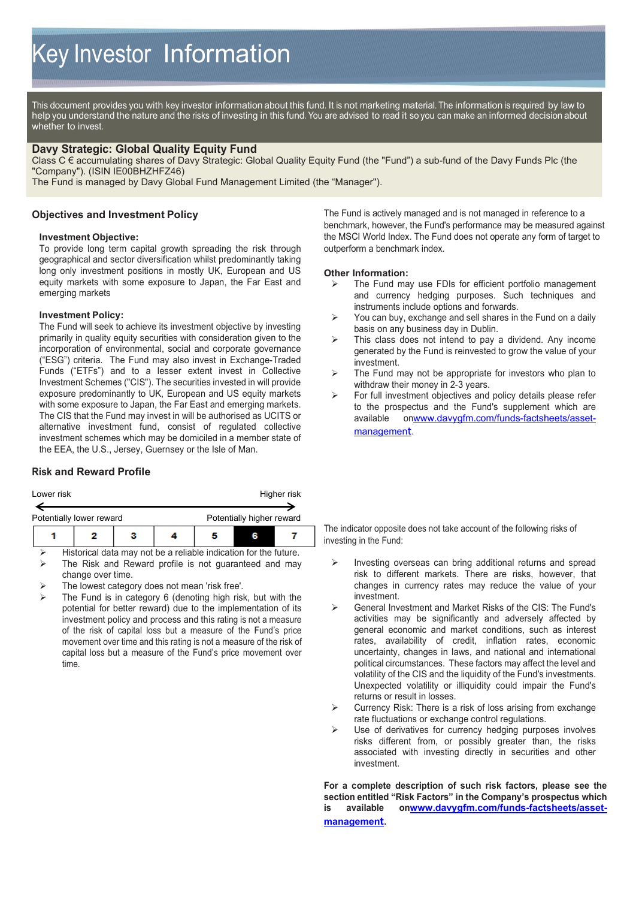# Key Investor Information

This document provides you with key investor information about this fund. It is not marketing material. The information is required by law to help you understand the nature and the risks of investing in this fund. You are advised to read it so you can make an informed decision about whether to invest.

## Davy Strategic: Global Quality Equity Fund

Class C € accumulating shares of Davy Strategic: Global Quality Equity Fund (the "Fund") a sub-fund of the Davy Funds Plc (the "Company"). (ISIN IE00BHZHFZ46)

The Fund is managed by Davy Global Fund Management Limited (the "Manager").

## Objectives and Investment Policy

**Investment Objective:**

To provide long term capital growth spreading the risk through geographical and sector diversification whilst predominantly taking long only investment positions in mostly UK, European and US equity markets with some exposure to Japan, the Far East and emerging markets

**Investment Policy:**

The Fund will seek to achieve its investment objective by investing primarily in quality equity securities with consideration given to the incorporation of environmental, social and corporate governance ("ESG") criteria. The Fund may also invest in Exchange-Traded Funds ("ETFs") and to a lesser extent invest in Collective Investment Schemes ("CIS"). The securities invested in will provide exposure predominantly to UK, European and US equity markets with some exposure to Japan, the Far East and emerging markets. The CIS that the Fund may invest in will be authorised as UCITS or alternative investment fund, consist of regulated collective investment schemes which may be domiciled in a member state of the EEA, the U.S., Jersey, Guernsey or the Isle of Man.

The Fund is actively managed and is not managed in reference to a benchmark, however, the Fund's performance may be measured against the MSCI World Index. The Fund does not operate any form of target to outperform a benchmark index.

**Other Information:**

- The Fund may use FDIs for efficient portfolio management and currency hedging purposes. Such techniques and instruments include options and forwards.
- You can buy, exchange and sell shares in the Fund on a daily basis on any business day in Dublin.
- This class does not intend to pay a dividend. Any income generated by the Fund is reinvested to grow the value of your investment.
- The Fund may not be appropriate for investors who plan to withdraw their money in 2-3 years.
- For full investment objectives and policy details please refer to the prospectus and the Fund's supplement which are available on www.davygfm.com/funds-factsheets/asset-management.

## Risk and Reward Profile

Lower risk — Higher risk

Potentially lower reward — Potentially higher reward

| 1 | 2 | 3 | 4 | 5 | **6** | 7 |
|---|---|---|---|---|---|---|

- Historical data may not be a reliable indication for the future.
- The Risk and Reward profile is not guaranteed and may change over time.
- The lowest category does not mean 'risk free'.
- The Fund is in category 6 (denoting high risk, but with the potential for better reward) due to the implementation of its investment policy and process and this rating is not a measure of the risk of capital loss but a measure of the Fund's price movement over time and this rating is not a measure of the risk of capital loss but a measure of the Fund's price movement over time.

The indicator opposite does not take account of the following risks of investing in the Fund:

- Investing overseas can bring additional returns and spread risk to different markets. There are risks, however, that changes in currency rates may reduce the value of your investment.
- General Investment and Market Risks of the CIS: The Fund's activities may be significantly and adversely affected by general economic and market conditions, such as interest rates, availability of credit, inflation rates, economic uncertainty, changes in laws, and national and international political circumstances. These factors may affect the level and volatility of the CIS and the liquidity of the Fund's investments. Unexpected volatility or illiquidity could impair the Fund's returns or result in losses.
- Currency Risk: There is a risk of loss arising from exchange rate fluctuations or exchange control regulations.
- Use of derivatives for currency hedging purposes involves risks different from, or possibly greater than, the risks associated with investing directly in securities and other investment.

**For a complete description of such risk factors, please see the section entitled "Risk Factors" in the Company's prospectus which is available on www.davygfm.com/funds-factsheets/asset-management.**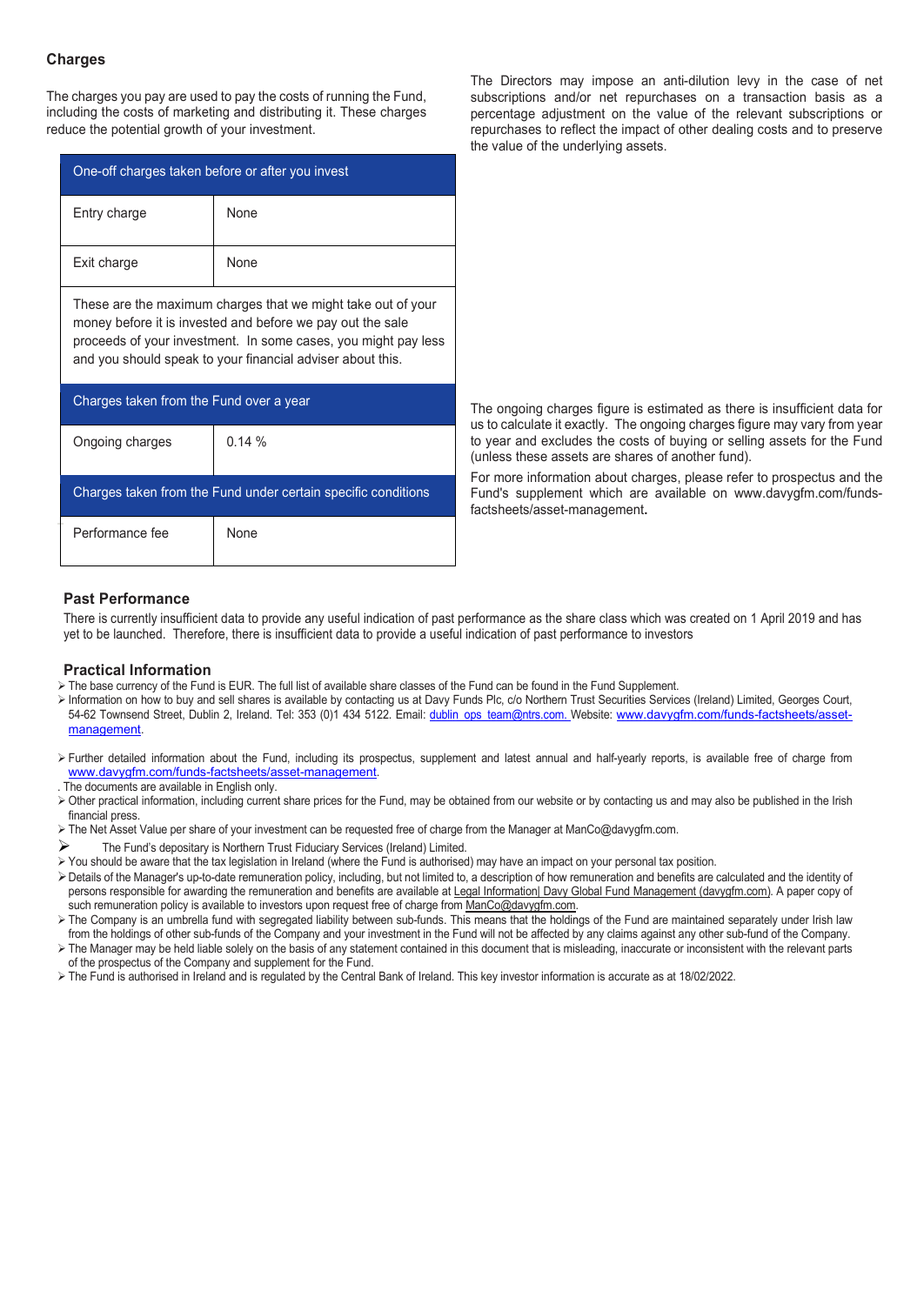## Charges

The charges you pay are used to pay the costs of running the Fund, including the costs of marketing and distributing it. These charges reduce the potential growth of your investment.

| One-off charges taken before or after you invest | |
|---|---|
| Entry charge | None |
| Exit charge | None |
| These are the maximum charges that we might take out of your money before it is invested and before we pay out the sale proceeds of your investment. In some cases, you might pay less and you should speak to your financial adviser about this. | |
| **Charges taken from the Fund over a year** | |
| Ongoing charges | 0.14 % |
| **Charges taken from the Fund under certain specific conditions** | |
| Performance fee | None |

The Directors may impose an anti-dilution levy in the case of net subscriptions and/or net repurchases on a transaction basis as a percentage adjustment on the value of the relevant subscriptions or repurchases to reflect the impact of other dealing costs and to preserve the value of the underlying assets.

The ongoing charges figure is estimated as there is insufficient data for us to calculate it exactly. The ongoing charges figure may vary from year to year and excludes the costs of buying or selling assets for the Fund (unless these assets are shares of another fund).

For more information about charges, please refer to prospectus and the Fund's supplement which are available on www.davygfm.com/funds-factsheets/asset-management.

## Past Performance

There is currently insufficient data to provide any useful indication of past performance as the share class which was created on 1 April 2019 and has yet to be launched. Therefore, there is insufficient data to provide a useful indication of past performance to investors

## Practical Information

- The base currency of the Fund is EUR. The full list of available share classes of the Fund can be found in the Fund Supplement.
- Information on how to buy and sell shares is available by contacting us at Davy Funds Plc, c/o Northern Trust Securities Services (Ireland) Limited, Georges Court, 54-62 Townsend Street, Dublin 2, Ireland. Tel: 353 (0)1 434 5122. Email: dublin_ops_team@ntrs.com. Website: www.davygfm.com/funds-factsheets/asset-management.
- Further detailed information about the Fund, including its prospectus, supplement and latest annual and half-yearly reports, is available free of charge from www.davygfm.com/funds-factsheets/asset-management.
- The documents are available in English only.
- Other practical information, including current share prices for the Fund, may be obtained from our website or by contacting us and may also be published in the Irish financial press.
- The Net Asset Value per share of your investment can be requested free of charge from the Manager at ManCo@davygfm.com.
- The Fund's depositary is Northern Trust Fiduciary Services (Ireland) Limited.
- You should be aware that the tax legislation in Ireland (where the Fund is authorised) may have an impact on your personal tax position.
- Details of the Manager's up-to-date remuneration policy, including, but not limited to, a description of how remuneration and benefits are calculated and the identity of persons responsible for awarding the remuneration and benefits are available at Legal Information| Davy Global Fund Management (davygfm.com). A paper copy of such remuneration policy is available to investors upon request free of charge from ManCo@davygfm.com.
- The Company is an umbrella fund with segregated liability between sub-funds. This means that the holdings of the Fund are maintained separately under Irish law from the holdings of other sub-funds of the Company and your investment in the Fund will not be affected by any claims against any other sub-fund of the Company.
- The Manager may be held liable solely on the basis of any statement contained in this document that is misleading, inaccurate or inconsistent with the relevant parts of the prospectus of the Company and supplement for the Fund.
- The Fund is authorised in Ireland and is regulated by the Central Bank of Ireland. This key investor information is accurate as at 18/02/2022.